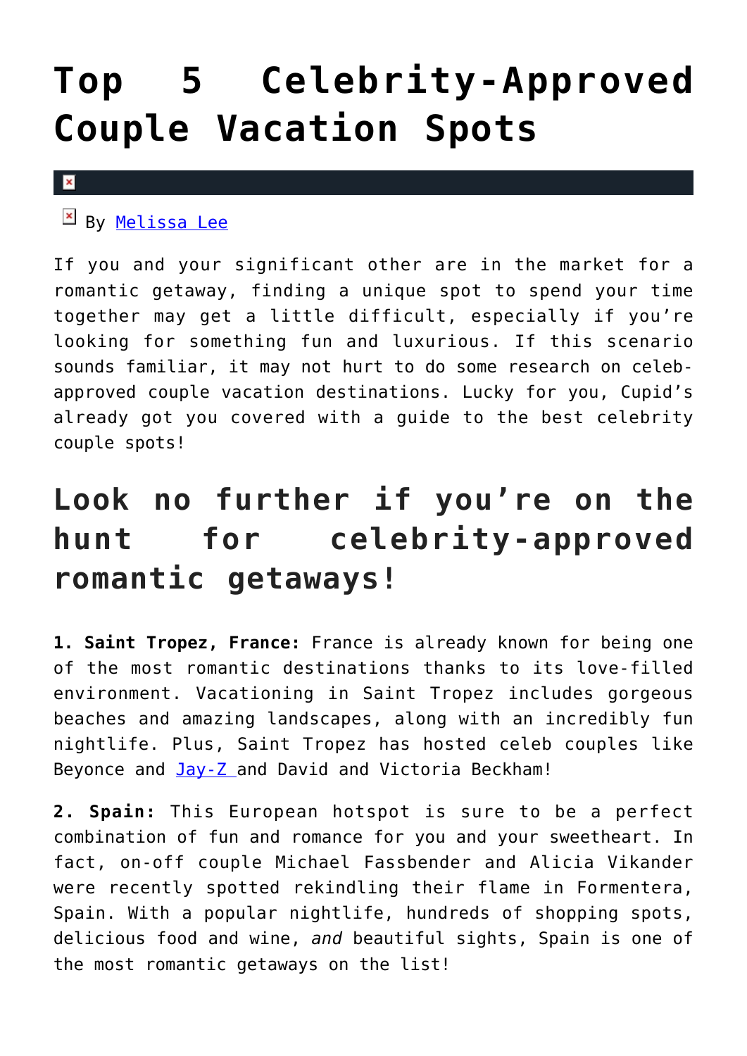# Top 5 Celebrity-Approved Couple Vacation Spots

By Melissa Lee

If you and your significant other are in the market for a romantic getaway, finding a unique spot to spend your time together may get a little difficult, especially if you're looking for something fun and luxurious. If this scenario sounds familiar, it may not hurt to do some research on celeb-approved couple vacation destinations. Lucky for you, Cupid's already got you covered with a guide to the best celebrity couple spots!

## Look no further if you're on the hunt for celebrity-approved romantic getaways!

**1. Saint Tropez, France:** France is already known for being one of the most romantic destinations thanks to its love-filled environment. Vacationing in Saint Tropez includes gorgeous beaches and amazing landscapes, along with an incredibly fun nightlife. Plus, Saint Tropez has hosted celeb couples like Beyonce and Jay-Z and David and Victoria Beckham!

**2. Spain:** This European hotspot is sure to be a perfect combination of fun and romance for you and your sweetheart. In fact, on-off couple Michael Fassbender and Alicia Vikander were recently spotted rekindling their flame in Formentera, Spain. With a popular nightlife, hundreds of shopping spots, delicious food and wine, *and* beautiful sights, Spain is one of the most romantic getaways on the list!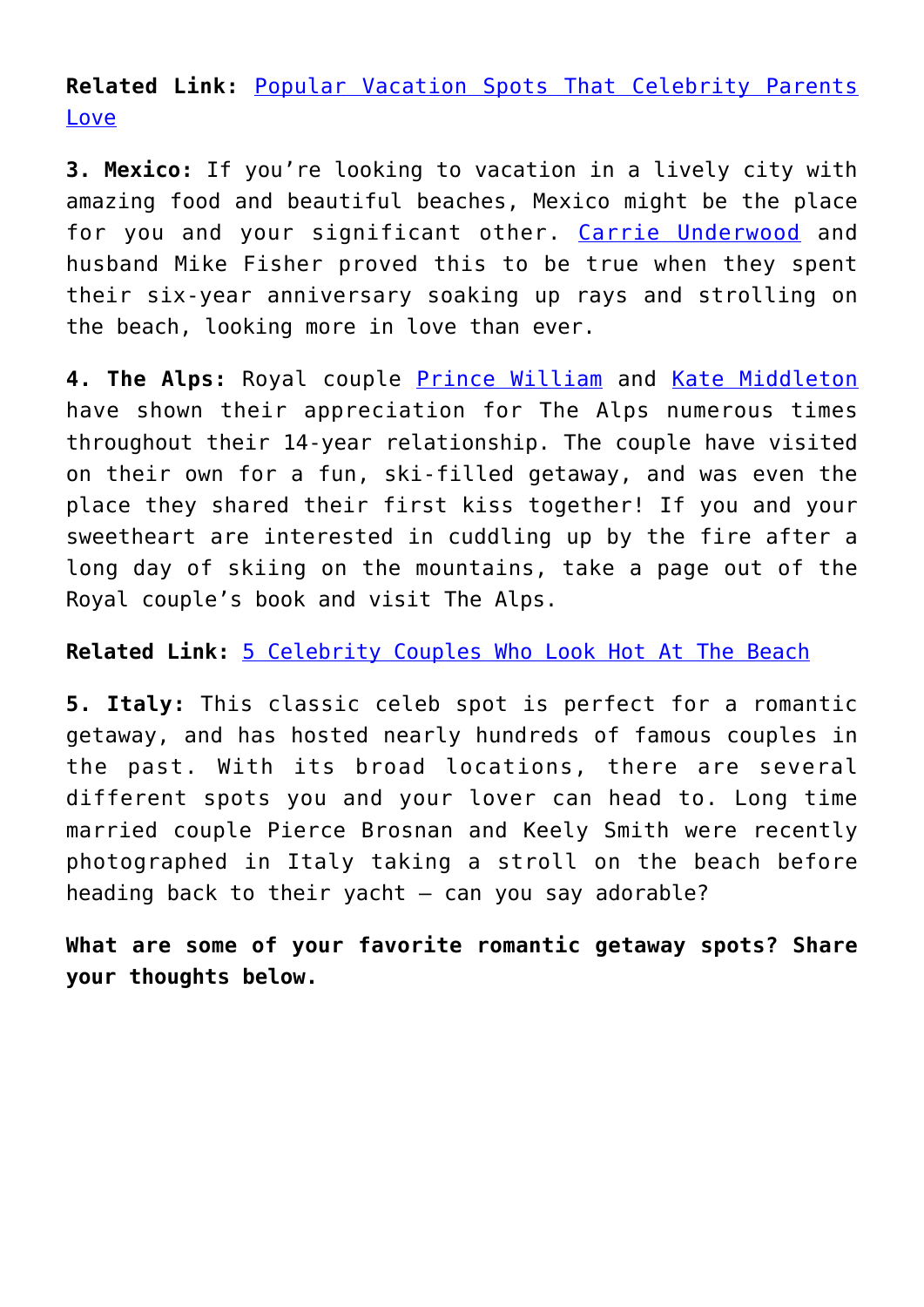**Related Link:** Popular Vacation Spots That Celebrity Parents Love

**3. Mexico:** If you're looking to vacation in a lively city with amazing food and beautiful beaches, Mexico might be the place for you and your significant other. Carrie Underwood and husband Mike Fisher proved this to be true when they spent their six-year anniversary soaking up rays and strolling on the beach, looking more in love than ever.

**4. The Alps:** Royal couple Prince William and Kate Middleton have shown their appreciation for The Alps numerous times throughout their 14-year relationship. The couple have visited on their own for a fun, ski-filled getaway, and was even the place they shared their first kiss together! If you and your sweetheart are interested in cuddling up by the fire after a long day of skiing on the mountains, take a page out of the Royal couple's book and visit The Alps.

**Related Link:** 5 Celebrity Couples Who Look Hot At The Beach

**5. Italy:** This classic celeb spot is perfect for a romantic getaway, and has hosted nearly hundreds of famous couples in the past. With its broad locations, there are several different spots you and your lover can head to. Long time married couple Pierce Brosnan and Keely Smith were recently photographed in Italy taking a stroll on the beach before heading back to their yacht – can you say adorable?

**What are some of your favorite romantic getaway spots? Share your thoughts below.**